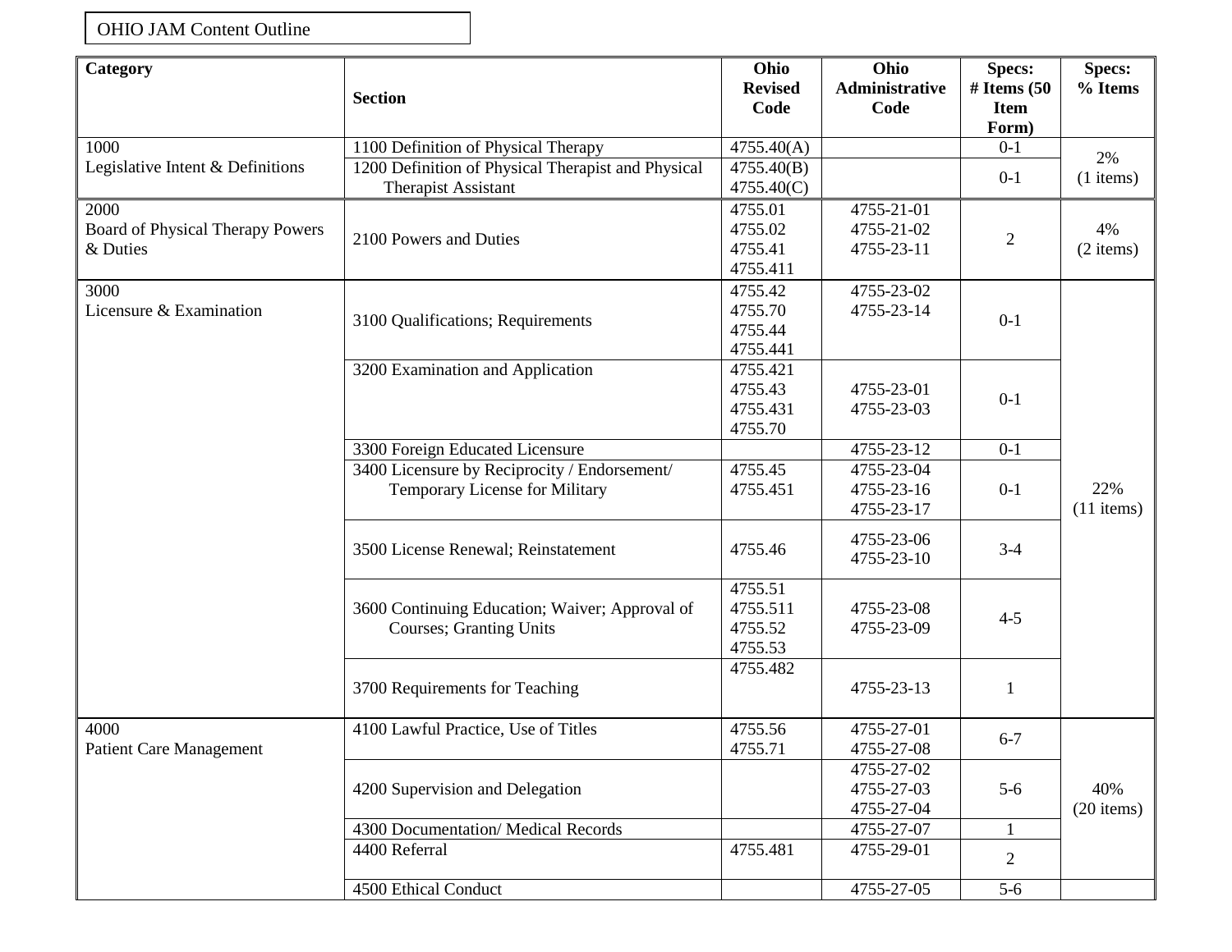OHIO JAM Content Outline

| Category | Section | Ohio Revised Code | Ohio Administrative Code | Specs: # Items (50 Item Form) | Specs: % Items |
|---|---|---|---|---|---|
| 1000 Legislative Intent & Definitions | 1100 Definition of Physical Therapy | 4755.40(A) | | 0-1 | 2% (1 items) |
| | 1200 Definition of Physical Therapist and Physical Therapist Assistant | 4755.40(B) 4755.40(C) | | 0-1 | |
| 2000 Board of Physical Therapy Powers & Duties | 2100 Powers and Duties | 4755.01 4755.02 4755.41 4755.411 | 4755-21-01 4755-21-02 4755-23-11 | 2 | 4% (2 items) |
| 3000 Licensure & Examination | 3100 Qualifications; Requirements | 4755.42 4755.70 4755.44 4755.441 | 4755-23-02 4755-23-14 | 0-1 | 22% (11 items) |
| | 3200 Examination and Application | 4755.421 4755.43 4755.431 4755.70 | 4755-23-01 4755-23-03 | 0-1 | |
| | 3300 Foreign Educated Licensure | | 4755-23-12 | 0-1 | |
| | 3400 Licensure by Reciprocity / Endorsement/ Temporary License for Military | 4755.45 4755.451 | 4755-23-04 4755-23-16 4755-23-17 | 0-1 | |
| | 3500 License Renewal; Reinstatement | 4755.46 | 4755-23-06 4755-23-10 | 3-4 | |
| | 3600 Continuing Education; Waiver; Approval of Courses; Granting Units | 4755.51 4755.511 4755.52 4755.53 | 4755-23-08 4755-23-09 | 4-5 | |
| | 3700 Requirements for Teaching | 4755.482 | 4755-23-13 | 1 | |
| 4000 Patient Care Management | 4100 Lawful Practice, Use of Titles | 4755.56 4755.71 | 4755-27-01 4755-27-08 | 6-7 | 40% (20 items) |
| | 4200 Supervision and Delegation | | 4755-27-02 4755-27-03 4755-27-04 | 5-6 | |
| | 4300 Documentation/ Medical Records | | 4755-27-07 | 1 | |
| | 4400 Referral | 4755.481 | 4755-29-01 | 2 | |
| | 4500 Ethical Conduct | | 4755-27-05 | 5-6 | |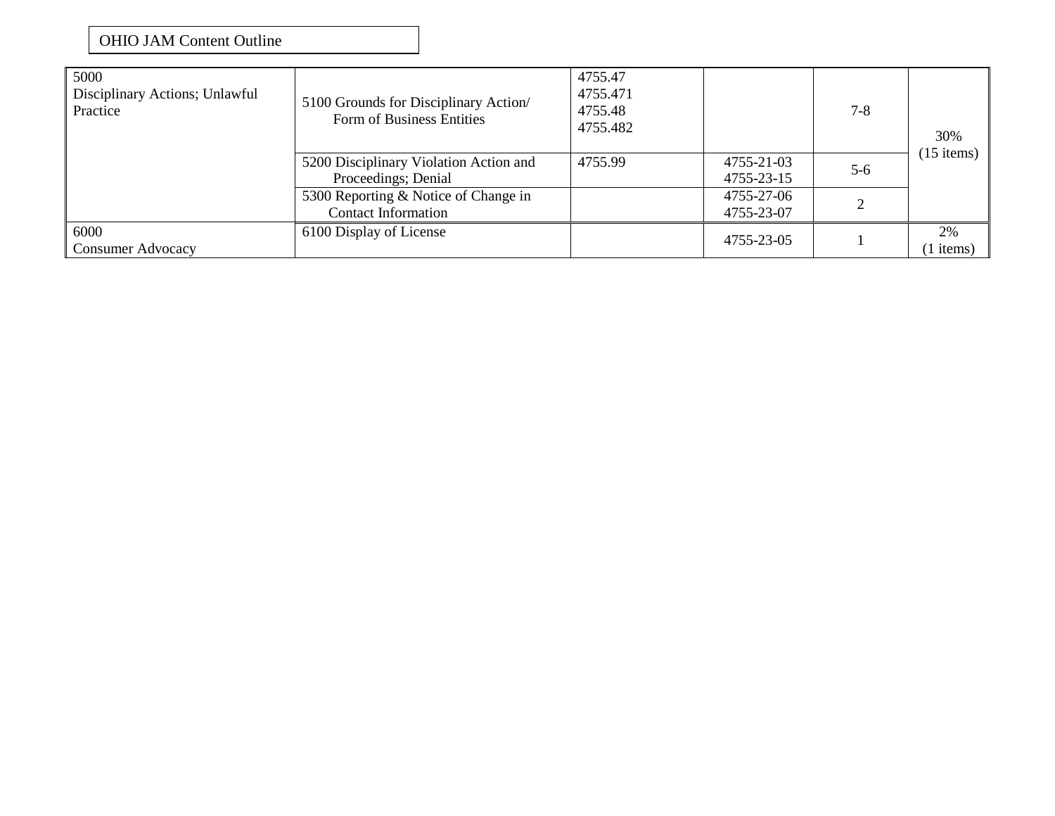OHIO JAM Content Outline

| | | | | | |
|---|---|---|---|---|---|
| 5000<br>Disciplinary Actions; Unlawful Practice | 5100 Grounds for Disciplinary Action/ Form of Business Entities | 4755.47<br>4755.471<br>4755.48<br>4755.482 | | 7-8 | 30%<br>(15 items) |
| | 5200 Disciplinary Violation Action and Proceedings; Denial | 4755.99 | 4755-21-03<br>4755-23-15 | 5-6 | |
| | 5300 Reporting & Notice of Change in Contact Information | | 4755-27-06<br>4755-23-07 | 2 | |
| 6000<br>Consumer Advocacy | 6100 Display of License | | 4755-23-05 | 1 | 2%<br>(1 items) |